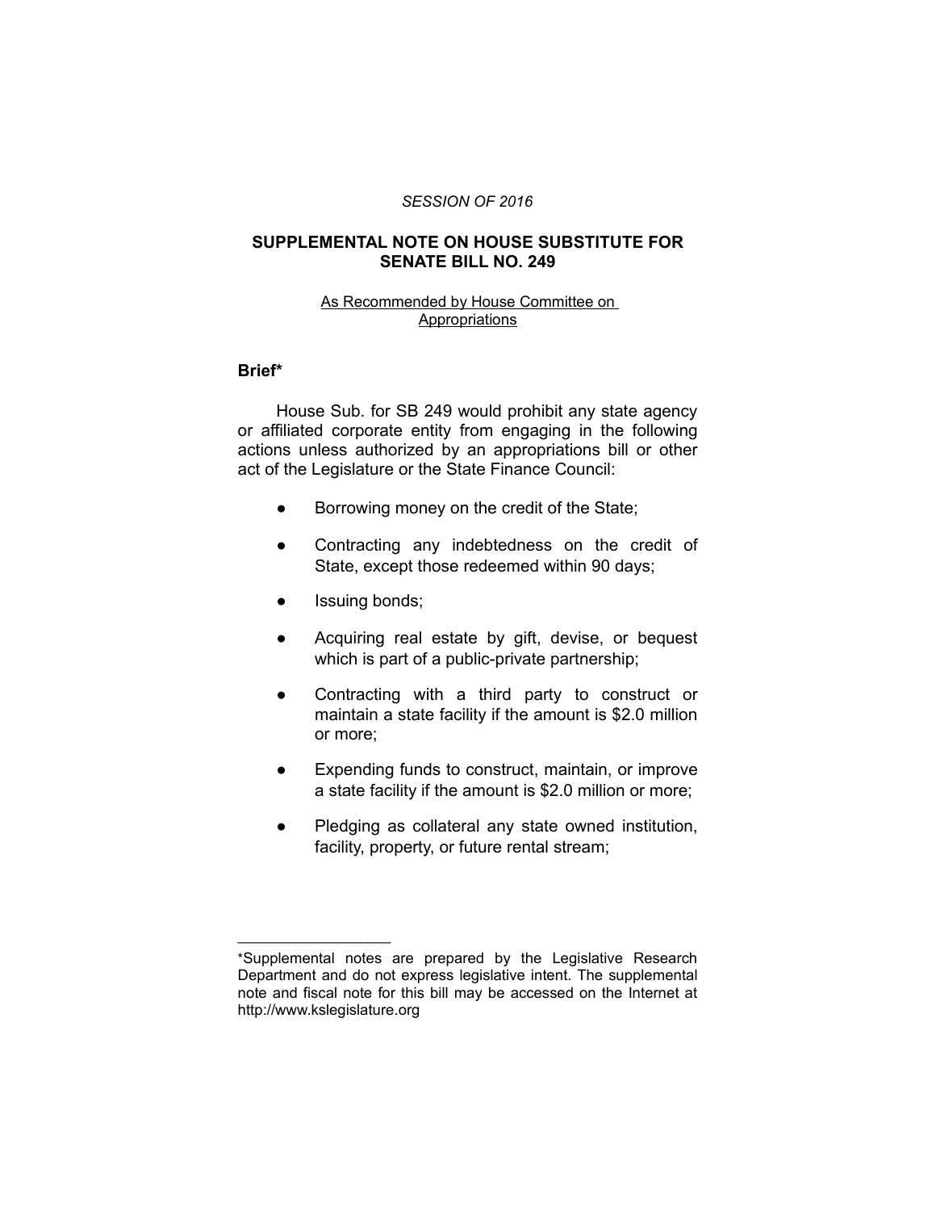*SESSION OF 2016*

# SUPPLEMENTAL NOTE ON HOUSE SUBSTITUTE FOR SENATE BILL NO. 249

As Recommended by House Committee on Appropriations

## Brief*

House Sub. for SB 249 would prohibit any state agency or affiliated corporate entity from engaging in the following actions unless authorized by an appropriations bill or other act of the Legislature or the State Finance Council:

- Borrowing money on the credit of the State;
- Contracting any indebtedness on the credit of State, except those redeemed within 90 days;
- Issuing bonds;
- Acquiring real estate by gift, devise, or bequest which is part of a public-private partnership;
- Contracting with a third party to construct or maintain a state facility if the amount is $2.0 million or more;
- Expending funds to construct, maintain, or improve a state facility if the amount is $2.0 million or more;
- Pledging as collateral any state owned institution, facility, property, or future rental stream;

---

*Supplemental notes are prepared by the Legislative Research Department and do not express legislative intent. The supplemental note and fiscal note for this bill may be accessed on the Internet at http://www.kslegislature.org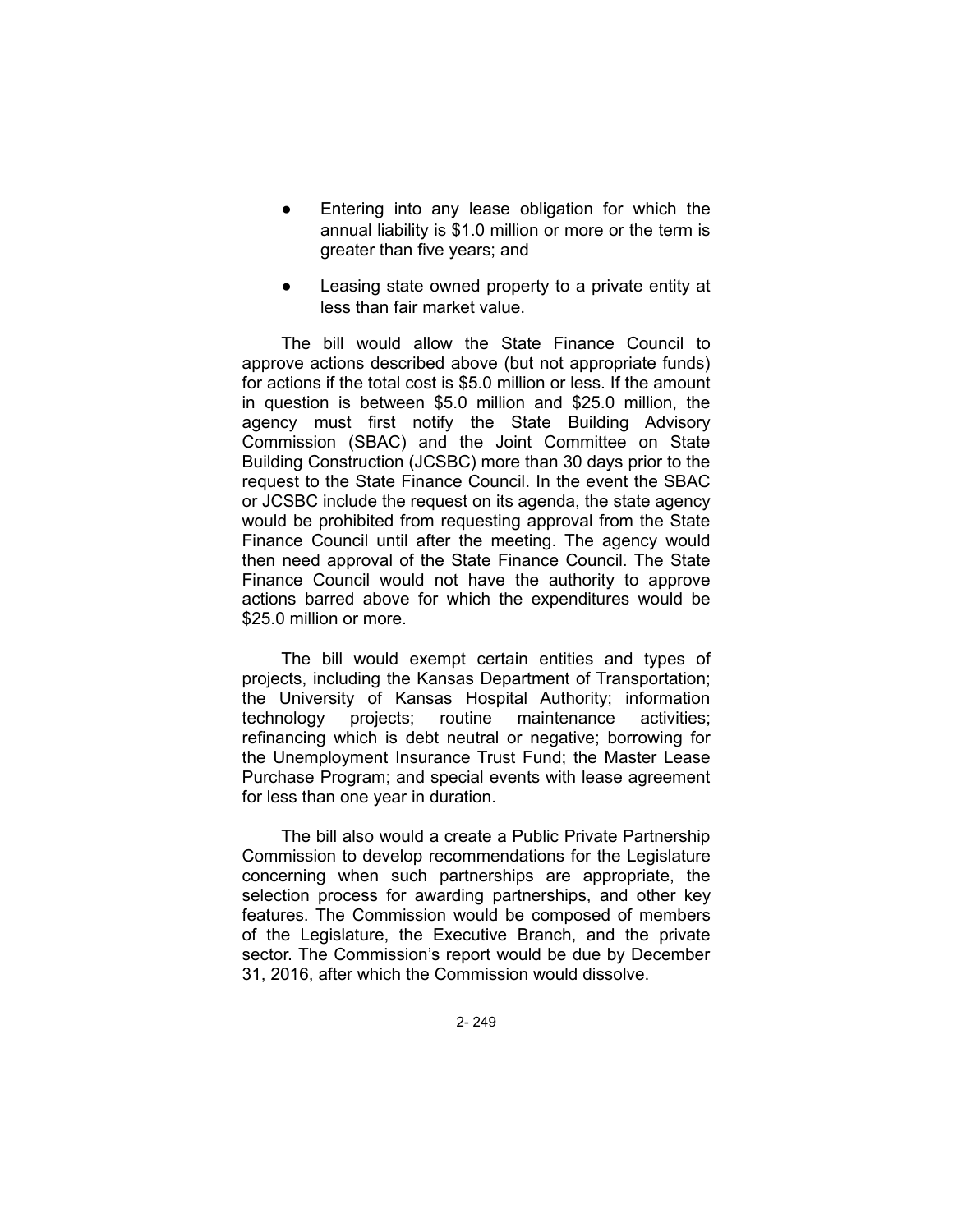- Entering into any lease obligation for which the annual liability is $1.0 million or more or the term is greater than five years; and
- Leasing state owned property to a private entity at less than fair market value.

The bill would allow the State Finance Council to approve actions described above (but not appropriate funds) for actions if the total cost is $5.0 million or less. If the amount in question is between $5.0 million and $25.0 million, the agency must first notify the State Building Advisory Commission (SBAC) and the Joint Committee on State Building Construction (JCSBC) more than 30 days prior to the request to the State Finance Council. In the event the SBAC or JCSBC include the request on its agenda, the state agency would be prohibited from requesting approval from the State Finance Council until after the meeting. The agency would then need approval of the State Finance Council. The State Finance Council would not have the authority to approve actions barred above for which the expenditures would be $25.0 million or more.

The bill would exempt certain entities and types of projects, including the Kansas Department of Transportation; the University of Kansas Hospital Authority; information technology projects; routine maintenance activities; refinancing which is debt neutral or negative; borrowing for the Unemployment Insurance Trust Fund; the Master Lease Purchase Program; and special events with lease agreement for less than one year in duration.

The bill also would a create a Public Private Partnership Commission to develop recommendations for the Legislature concerning when such partnerships are appropriate, the selection process for awarding partnerships, and other key features. The Commission would be composed of members of the Legislature, the Executive Branch, and the private sector. The Commission's report would be due by December 31, 2016, after which the Commission would dissolve.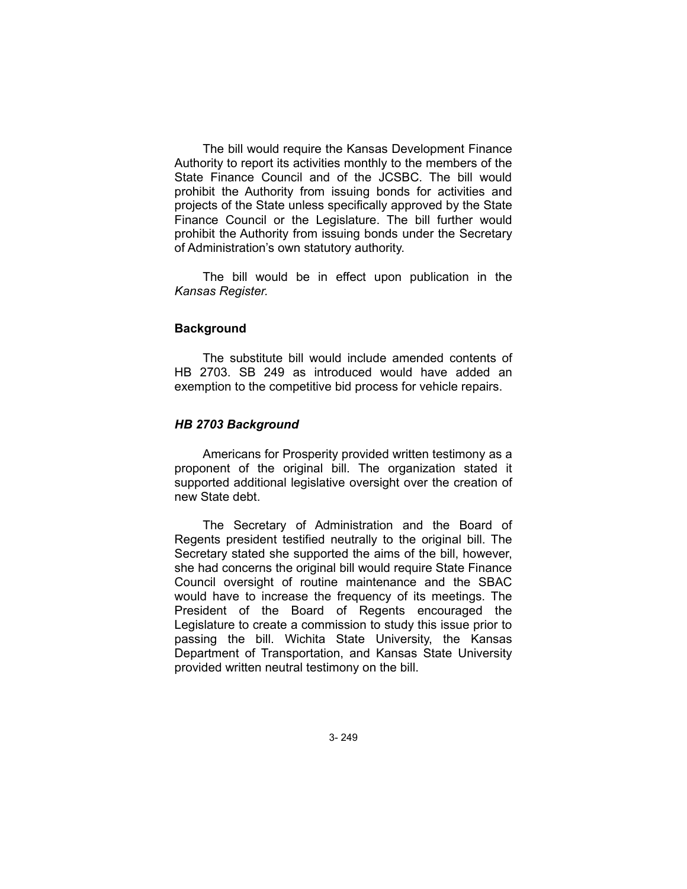The bill would require the Kansas Development Finance Authority to report its activities monthly to the members of the State Finance Council and of the JCSBC. The bill would prohibit the Authority from issuing bonds for activities and projects of the State unless specifically approved by the State Finance Council or the Legislature. The bill further would prohibit the Authority from issuing bonds under the Secretary of Administration's own statutory authority.

The bill would be in effect upon publication in the *Kansas Register.*

## Background

The substitute bill would include amended contents of HB 2703. SB 249 as introduced would have added an exemption to the competitive bid process for vehicle repairs.

### *HB 2703 Background*

Americans for Prosperity provided written testimony as a proponent of the original bill. The organization stated it supported additional legislative oversight over the creation of new State debt.

The Secretary of Administration and the Board of Regents president testified neutrally to the original bill. The Secretary stated she supported the aims of the bill, however, she had concerns the original bill would require State Finance Council oversight of routine maintenance and the SBAC would have to increase the frequency of its meetings. The President of the Board of Regents encouraged the Legislature to create a commission to study this issue prior to passing the bill. Wichita State University, the Kansas Department of Transportation, and Kansas State University provided written neutral testimony on the bill.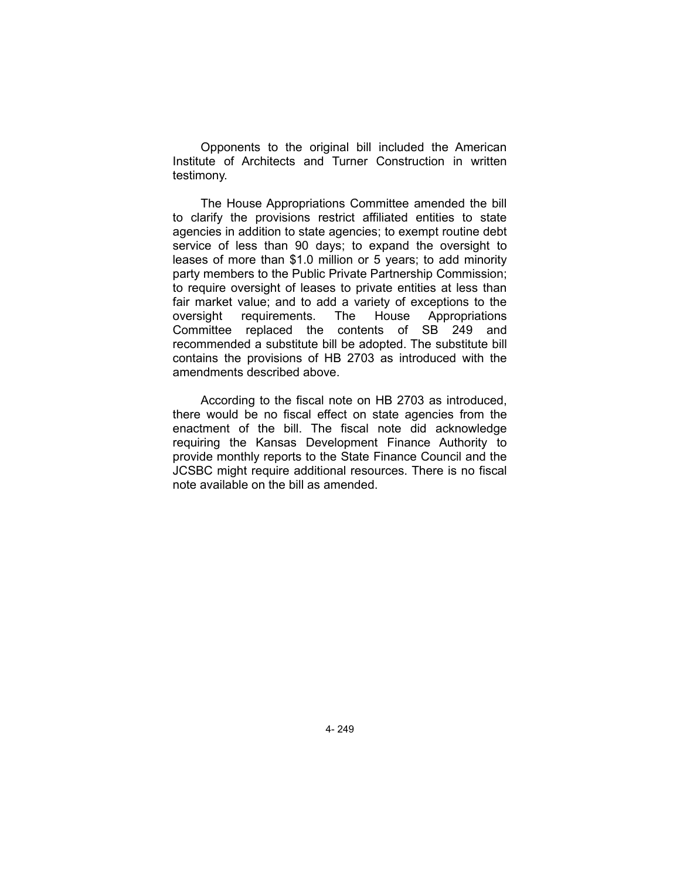Opponents to the original bill included the American Institute of Architects and Turner Construction in written testimony.

The House Appropriations Committee amended the bill to clarify the provisions restrict affiliated entities to state agencies in addition to state agencies; to exempt routine debt service of less than 90 days; to expand the oversight to leases of more than $1.0 million or 5 years; to add minority party members to the Public Private Partnership Commission; to require oversight of leases to private entities at less than fair market value; and to add a variety of exceptions to the oversight requirements. The House Appropriations Committee replaced the contents of SB 249 and recommended a substitute bill be adopted. The substitute bill contains the provisions of HB 2703 as introduced with the amendments described above.

According to the fiscal note on HB 2703 as introduced, there would be no fiscal effect on state agencies from the enactment of the bill. The fiscal note did acknowledge requiring the Kansas Development Finance Authority to provide monthly reports to the State Finance Council and the JCSBC might require additional resources. There is no fiscal note available on the bill as amended.